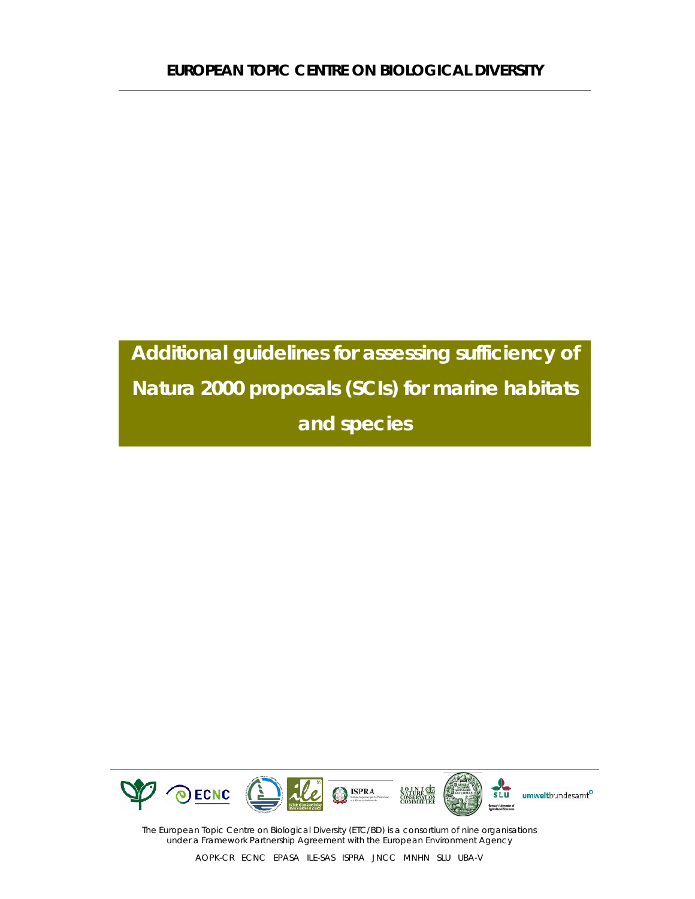**EUROPEAN TOPIC CENTRE ON BIOLOGICAL DIVERSITY**

# Additional guidelines for assessing sufficiency of Natura 2000 proposals (SCIs) for marine habitats and species

*The European Topic Centre on Biological Diversity (ETC/BD) is a consortium of nine organisations under a Framework Partnership Agreement with the European Environment Agency*

AOPK-CR ECNC EPASA ILE-SAS ISPRA JNCC MNHN SLU UBA-V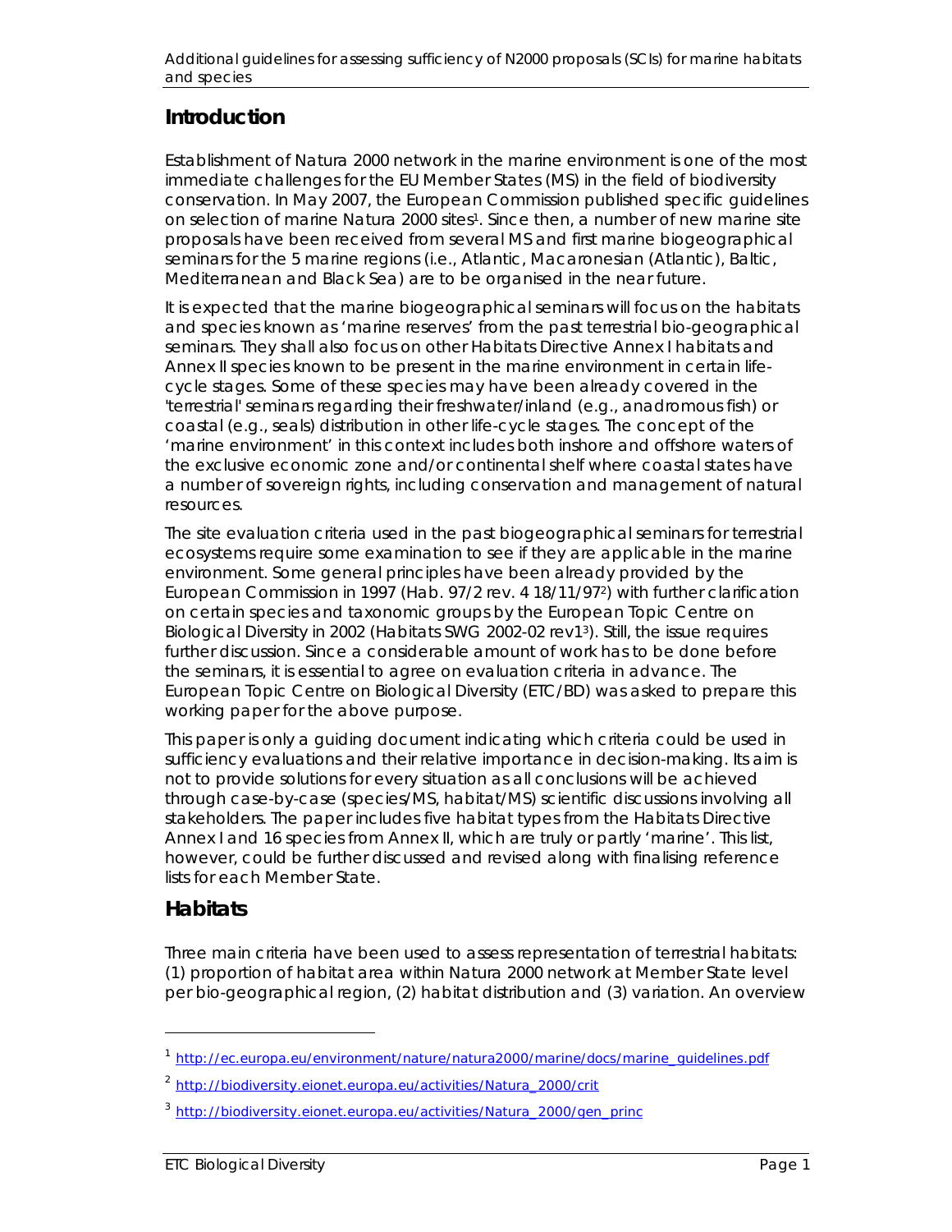## Introduction

Establishment of Natura 2000 network in the marine environment is one of the most immediate challenges for the EU Member States (MS) in the field of biodiversity conservation. In May 2007, the European Commission published specific guidelines on selection of marine Natura 2000 sites[1]. Since then, a number of new marine site proposals have been received from several MS and first marine biogeographical seminars for the 5 marine regions (i.e., Atlantic, Macaronesian (Atlantic), Baltic, Mediterranean and Black Sea) are to be organised in the near future.

It is expected that the marine biogeographical seminars will focus on the habitats and species known as 'marine reserves' from the past terrestrial bio-geographical seminars. They shall also focus on other Habitats Directive Annex I habitats and Annex II species known to be present in the marine environment in certain life-cycle stages. Some of these species may have been already covered in the 'terrestrial' seminars regarding their freshwater/inland (e.g., anadromous fish) or coastal (e.g., seals) distribution in other life-cycle stages. The concept of the 'marine environment' in this context includes both inshore and offshore waters of the exclusive economic zone and/or continental shelf where coastal states have a number of sovereign rights, including conservation and management of natural resources.

The site evaluation criteria used in the past biogeographical seminars for terrestrial ecosystems require some examination to see if they are applicable in the marine environment. Some general principles have been already provided by the European Commission in 1997 (Hab. 97/2 rev. 4 18/11/97[2]) with further clarification on certain species and taxonomic groups by the European Topic Centre on Biological Diversity in 2002 (Habitats SWG 2002-02 rev1[3]). Still, the issue requires further discussion. Since a considerable amount of work has to be done before the seminars, it is essential to agree on evaluation criteria in advance. The European Topic Centre on Biological Diversity (ETC/BD) was asked to prepare this working paper for the above purpose.

This paper is only a guiding document indicating which criteria could be used in sufficiency evaluations and their relative importance in decision-making. Its aim is not to provide solutions for every situation as all conclusions will be achieved through case-by-case (species/MS, habitat/MS) scientific discussions involving all stakeholders. The paper includes five habitat types from the Habitats Directive Annex I and 16 species from Annex II, which are truly or partly 'marine'. This list, however, could be further discussed and revised along with finalising reference lists for each Member State.

## Habitats

Three main criteria have been used to assess representation of terrestrial habitats: (1) proportion of habitat area within Natura 2000 network at Member State level per bio-geographical region, (2) habitat distribution and (3) variation. An overview

[1] http://ec.europa.eu/environment/nature/natura2000/marine/docs/marine_guidelines.pdf

[2] http://biodiversity.eionet.europa.eu/activities/Natura_2000/crit

[3] http://biodiversity.eionet.europa.eu/activities/Natura_2000/gen_princ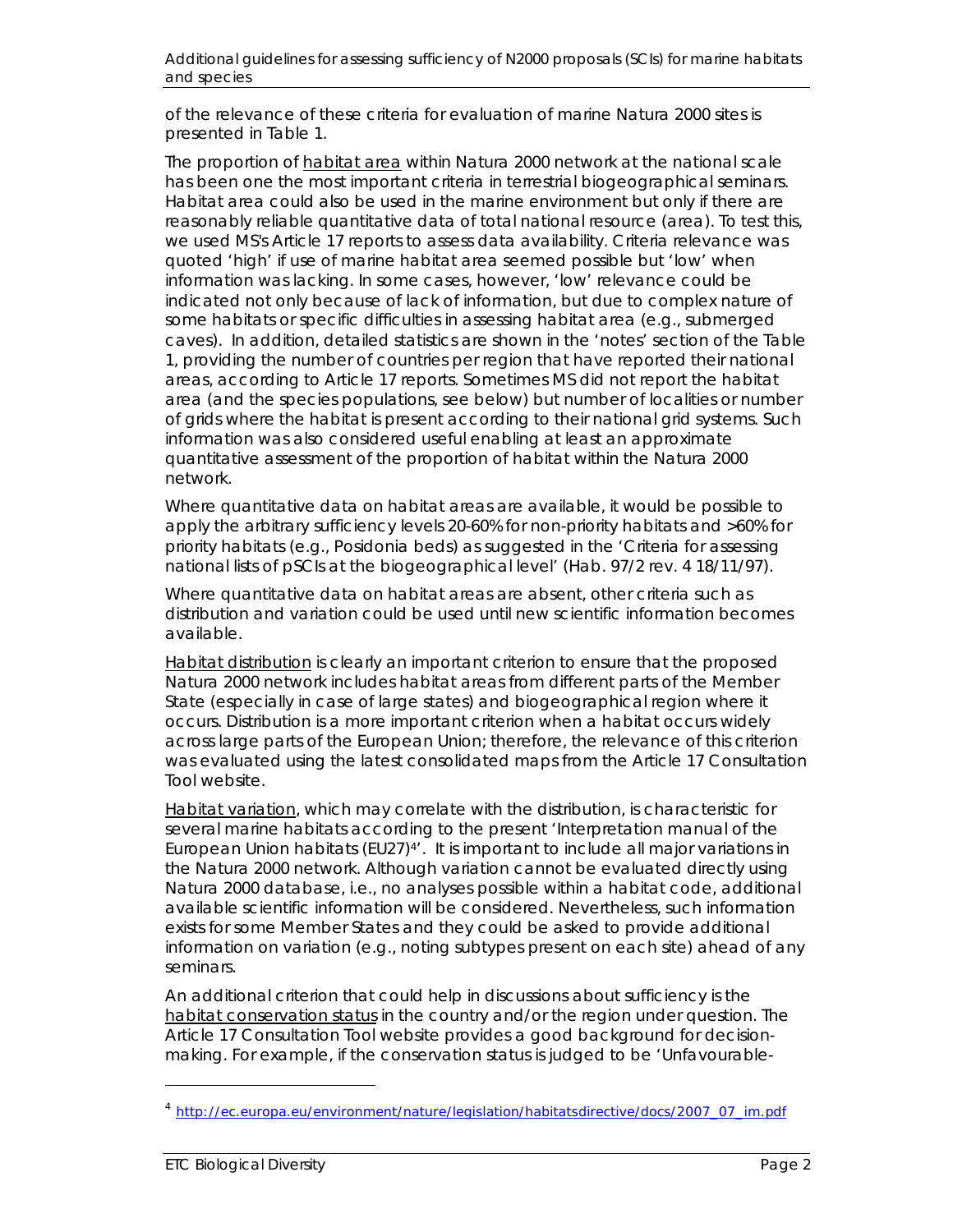of the relevance of these criteria for evaluation of marine Natura 2000 sites is presented in Table 1.

The proportion of habitat area within Natura 2000 network at the national scale has been one the most important criteria in terrestrial biogeographical seminars. Habitat area could also be used in the marine environment but only if there are reasonably reliable quantitative data of total national resource (area). To test this, we used MS's Article 17 reports to assess data availability. Criteria relevance was quoted 'high' if use of marine habitat area seemed possible but 'low' when information was lacking. In some cases, however, 'low' relevance could be indicated not only because of lack of information, but due to complex nature of some habitats or specific difficulties in assessing habitat area (e.g., submerged caves). In addition, detailed statistics are shown in the 'notes' section of the Table 1, providing the number of countries per region that have reported their national areas, according to Article 17 reports. Sometimes MS did not report the habitat area (and the species populations, see below) but number of localities or number of grids where the habitat is present according to their national grid systems. Such information was also considered useful enabling at least an approximate quantitative assessment of the proportion of habitat within the Natura 2000 network.

Where quantitative data on habitat areas are available, it would be possible to apply the arbitrary sufficiency levels 20-60% for non-priority habitats and >60% for priority habitats (e.g., Posidonia beds) as suggested in the 'Criteria for assessing national lists of pSCIs at the biogeographical level' (Hab. 97/2 rev. 4 18/11/97).

Where quantitative data on habitat areas are absent, other criteria such as distribution and variation could be used until new scientific information becomes available.

Habitat distribution is clearly an important criterion to ensure that the proposed Natura 2000 network includes habitat areas from different parts of the Member State (especially in case of large states) and biogeographical region where it occurs. Distribution is a more important criterion when a habitat occurs widely across large parts of the European Union; therefore, the relevance of this criterion was evaluated using the latest consolidated maps from the Article 17 Consultation Tool website.

Habitat variation, which may correlate with the distribution, is characteristic for several marine habitats according to the present 'Interpretation manual of the European Union habitats (EU27)[4]'. It is important to include all major variations in the Natura 2000 network. Although variation cannot be evaluated directly using Natura 2000 database, i.e., no analyses possible within a habitat code, additional available scientific information will be considered. Nevertheless, such information exists for some Member States and they could be asked to provide additional information on variation (e.g., noting subtypes present on each site) ahead of any seminars.

An additional criterion that could help in discussions about sufficiency is the habitat conservation status in the country and/or the region under question. The Article 17 Consultation Tool website provides a good background for decision-making. For example, if the conservation status is judged to be 'Unfavourable-

[4] http://ec.europa.eu/environment/nature/legislation/habitatsdirective/docs/2007_07_im.pdf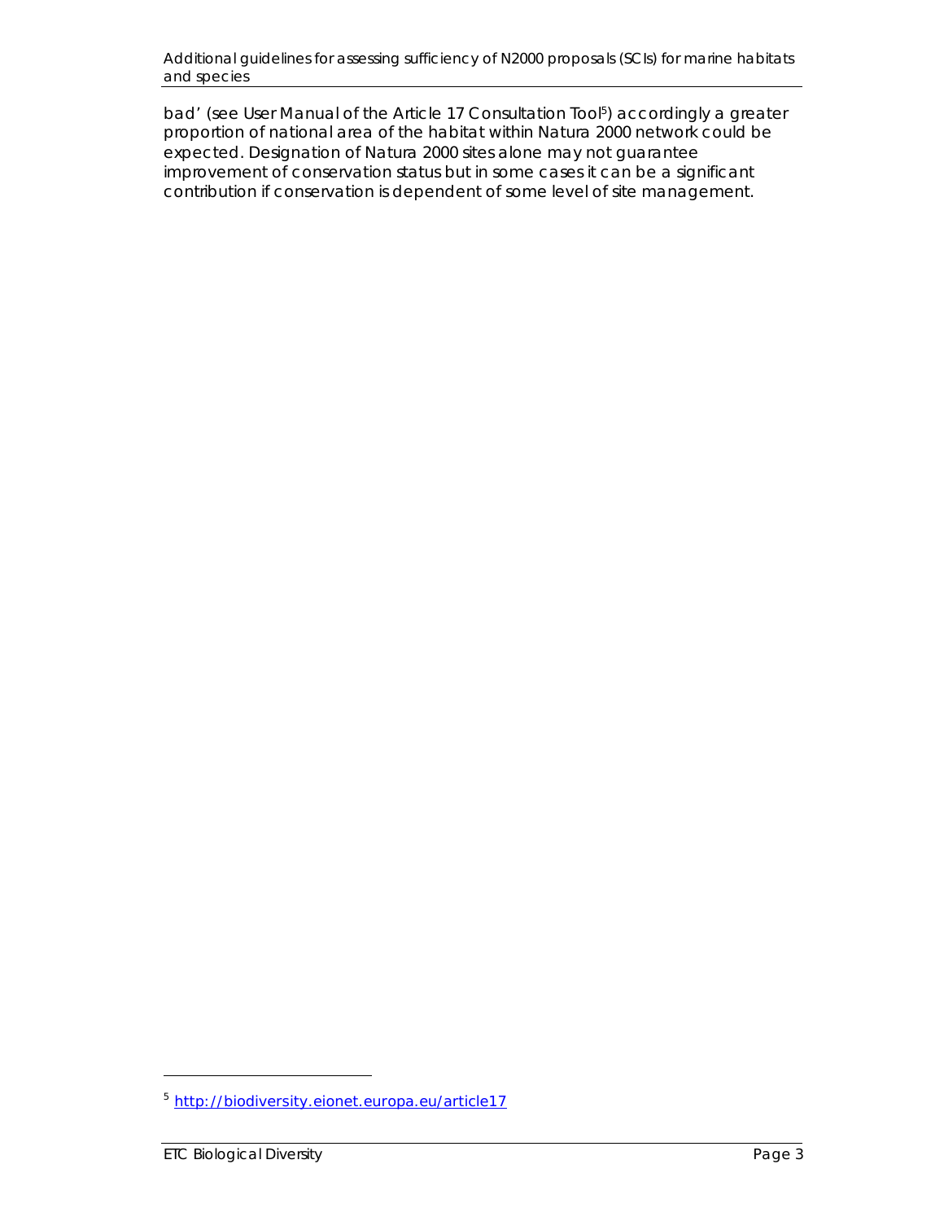bad' (see User Manual of the Article 17 Consultation Tool[5]) accordingly a greater proportion of national area of the habitat within Natura 2000 network could be expected. Designation of Natura 2000 sites alone may not guarantee improvement of conservation status but in some cases it can be a significant contribution if conservation is dependent of some level of site management.

[5] http://biodiversity.eionet.europa.eu/article17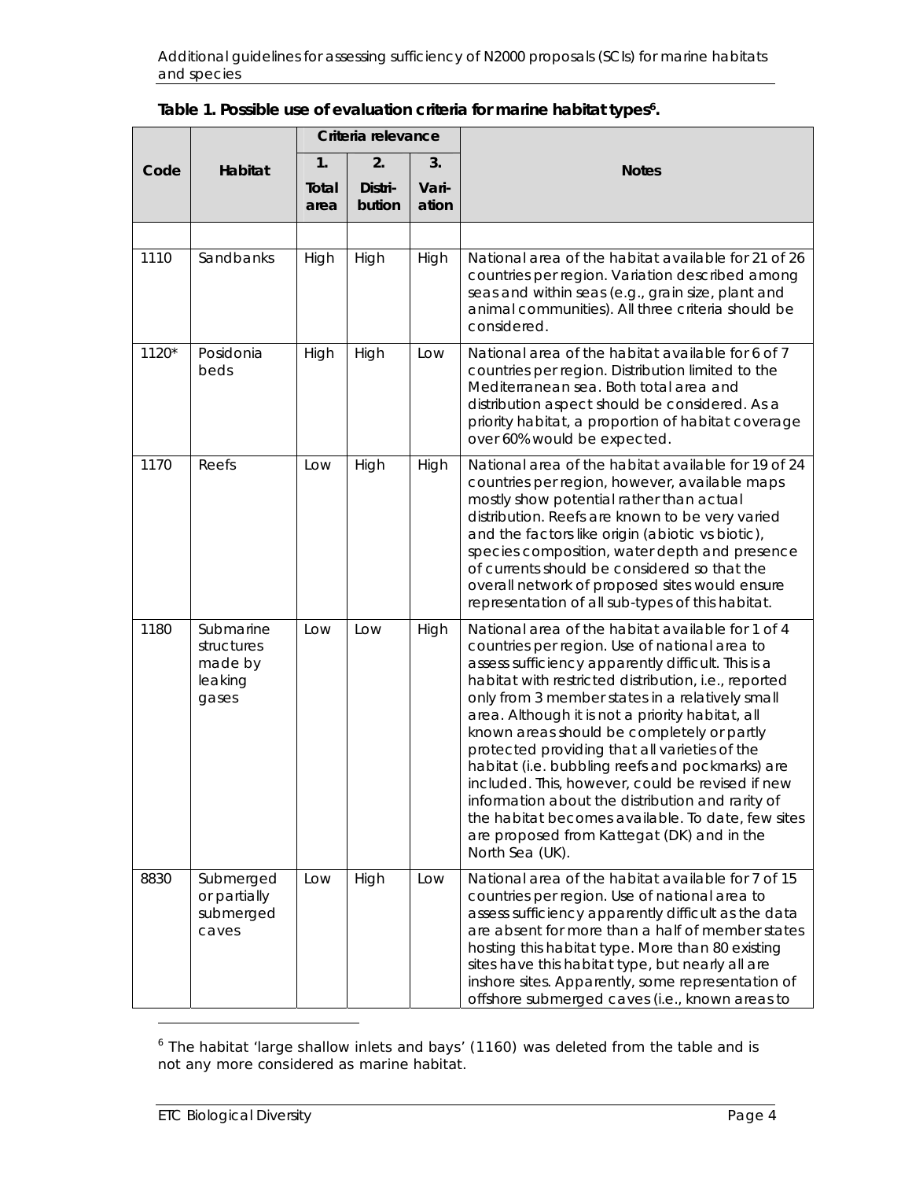**Table 1. Possible use of evaluation criteria for marine habitat types[6].**

| Code | Habitat | Criteria relevance | | | Notes |
|---|---|---|---|---|---|
| | | 1. Total area | 2. Distri-bution | 3. Vari-ation | |
| | | | | | |
| 1110 | Sandbanks | High | High | High | National area of the habitat available for 21 of 26 countries per region. Variation described among seas and within seas (e.g., grain size, plant and animal communities). All three criteria should be considered. |
| 1120* | Posidonia beds | High | High | Low | National area of the habitat available for 6 of 7 countries per region. Distribution limited to the Mediterranean sea. Both total area and distribution aspect should be considered. As a priority habitat, a proportion of habitat coverage over 60% would be expected. |
| 1170 | Reefs | Low | High | High | National area of the habitat available for 19 of 24 countries per region, however, available maps mostly show potential rather than actual distribution. Reefs are known to be very varied and the factors like origin (abiotic vs biotic), species composition, water depth and presence of currents should be considered so that the overall network of proposed sites would ensure representation of all sub-types of this habitat. |
| 1180 | Submarine structures made by leaking gases | Low | Low | High | National area of the habitat available for 1 of 4 countries per region. Use of national area to assess sufficiency apparently difficult. This is a habitat with restricted distribution, i.e., reported only from 3 member states in a relatively small area. Although it is not a priority habitat, all known areas should be completely or partly protected providing that all varieties of the habitat (i.e. bubbling reefs and pockmarks) are included. This, however, could be revised if new information about the distribution and rarity of the habitat becomes available. To date, few sites are proposed from Kattegat (DK) and in the North Sea (UK). |
| 8830 | Submerged or partially submerged caves | Low | High | Low | National area of the habitat available for 7 of 15 countries per region. Use of national area to assess sufficiency apparently difficult as the data are absent for more than a half of member states hosting this habitat type. More than 80 existing sites have this habitat type, but nearly all are inshore sites. Apparently, some representation of offshore submerged caves (i.e., known areas to |

[6] The habitat 'large shallow inlets and bays' (1160) was deleted from the table and is not any more considered as marine habitat.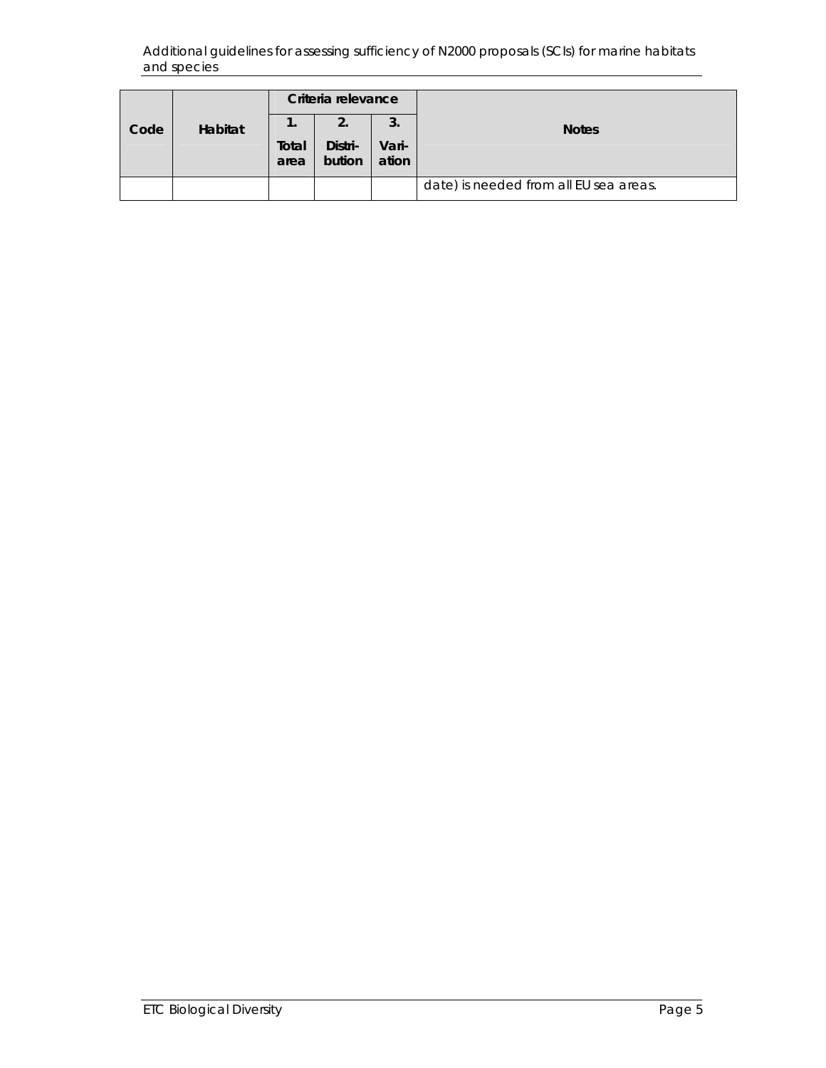| Code | Habitat | Criteria relevance | | | Notes |
|---|---|---|---|---|---|
| | | 1. Total area | 2. Distri-bution | 3. Vari-ation | |
| | | | | | date) is needed from all EU sea areas. |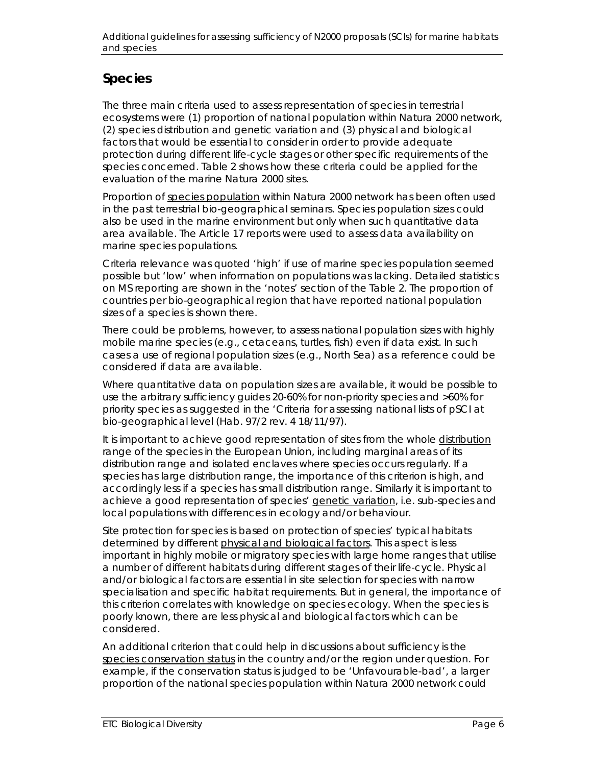## Species

The three main criteria used to assess representation of species in terrestrial ecosystems were (1) proportion of national population within Natura 2000 network, (2) species distribution and genetic variation and (3) physical and biological factors that would be essential to consider in order to provide adequate protection during different life-cycle stages or other specific requirements of the species concerned. Table 2 shows how these criteria could be applied for the evaluation of the marine Natura 2000 sites.

Proportion of species population within Natura 2000 network has been often used in the past terrestrial bio-geographical seminars. Species population sizes could also be used in the marine environment but only when such quantitative data area available. The Article 17 reports were used to assess data availability on marine species populations.

Criteria relevance was quoted 'high' if use of marine species population seemed possible but 'low' when information on populations was lacking. Detailed statistics on MS reporting are shown in the 'notes' section of the Table 2. The proportion of countries per bio-geographical region that have reported national population sizes of a species is shown there.

There could be problems, however, to assess national population sizes with highly mobile marine species (e.g., cetaceans, turtles, fish) even if data exist. In such cases a use of regional population sizes (e.g., North Sea) as a reference could be considered if data are available.

Where quantitative data on population sizes are available, it would be possible to use the arbitrary sufficiency guides 20-60% for non-priority species and >60% for priority species as suggested in the 'Criteria for assessing national lists of pSCI at bio-geographical level (Hab. 97/2 rev. 4 18/11/97).

It is important to achieve good representation of sites from the whole distribution range of the species in the European Union, including marginal areas of its distribution range and isolated enclaves where species occurs regularly. If a species has large distribution range, the importance of this criterion is high, and accordingly less if a species has small distribution range. Similarly it is important to achieve a good representation of species' genetic variation, i.e. sub-species and local populations with differences in ecology and/or behaviour.

Site protection for species is based on protection of species' typical habitats determined by different physical and biological factors. This aspect is less important in highly mobile or migratory species with large home ranges that utilise a number of different habitats during different stages of their life-cycle. Physical and/or biological factors are essential in site selection for species with narrow specialisation and specific habitat requirements. But in general, the importance of this criterion correlates with knowledge on species ecology. When the species is poorly known, there are less physical and biological factors which can be considered.

An additional criterion that could help in discussions about sufficiency is the species conservation status in the country and/or the region under question. For example, if the conservation status is judged to be 'Unfavourable-bad', a larger proportion of the national species population within Natura 2000 network could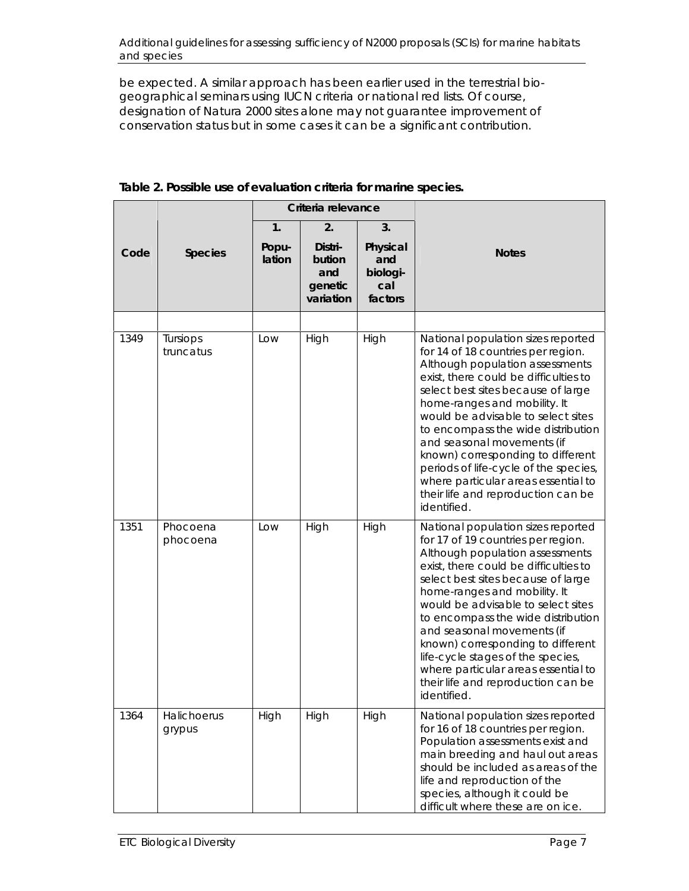be expected. A similar approach has been earlier used in the terrestrial bio-geographical seminars using IUCN criteria or national red lists. Of course, designation of Natura 2000 sites alone may not guarantee improvement of conservation status but in some cases it can be a significant contribution.

**Table 2. Possible use of evaluation criteria for marine species.**

| Code | Species | Criteria relevance | | | Notes |
|---|---|---|---|---|---|
| | | 1. Population | 2. Distribution and genetic variation | 3. Physical and biological factors | |
| | | | | | |
| 1349 | *Tursiops truncatus* | Low | High | High | National population sizes reported for 14 of 18 countries per region. Although population assessments exist, there could be difficulties to select best sites because of large home-ranges and mobility. It would be advisable to select sites to encompass the wide distribution and seasonal movements (if known) corresponding to different periods of life-cycle of the species, where particular areas essential to their life and reproduction can be identified. |
| 1351 | *Phocoena phocoena* | Low | High | High | National population sizes reported for 17 of 19 countries per region. Although population assessments exist, there could be difficulties to select best sites because of large home-ranges and mobility. It would be advisable to select sites to encompass the wide distribution and seasonal movements (if known) corresponding to different life-cycle stages of the species, where particular areas essential to their life and reproduction can be identified. |
| 1364 | *Halichoerus grypus* | High | High | High | National population sizes reported for 16 of 18 countries per region. Population assessments exist and main breeding and haul out areas should be included as areas of the life and reproduction of the species, although it could be difficult where these are on ice. |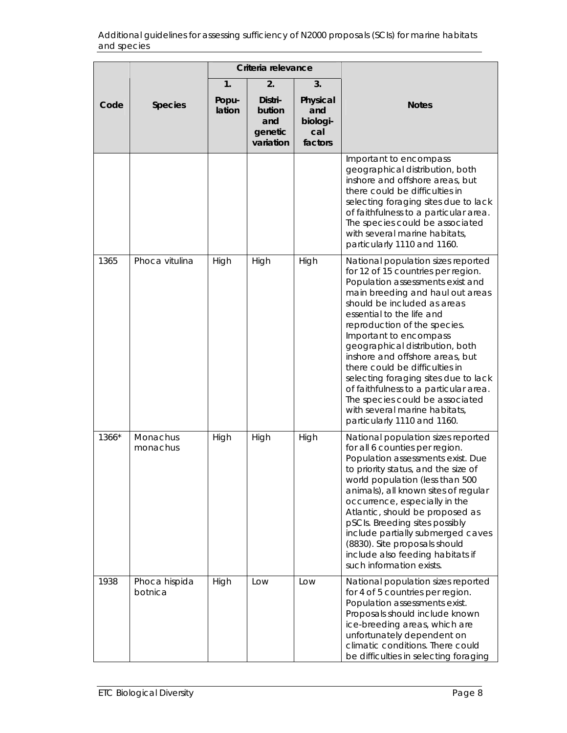| Code | Species | Criteria relevance | | | Notes |
|---|---|---|---|---|---|
| | | 1. Popu-lation | 2. Distri-bution and genetic variation | 3. Physical and biologi-cal factors | |
| | | | | | Important to encompass geographical distribution, both inshore and offshore areas, but there could be difficulties in selecting foraging sites due to lack of faithfulness to a particular area. The species could be associated with several marine habitats, particularly 1110 and 1160. |
| 1365 | Phoca vitulina | High | High | High | National population sizes reported for 12 of 15 countries per region. Population assessments exist and main breeding and haul out areas should be included as areas essential to the life and reproduction of the species. Important to encompass geographical distribution, both inshore and offshore areas, but there could be difficulties in selecting foraging sites due to lack of faithfulness to a particular area. The species could be associated with several marine habitats, particularly 1110 and 1160. |
| 1366* | Monachus monachus | High | High | High | National population sizes reported for all 6 counties per region. Population assessments exist. Due to priority status, and the size of world population (less than 500 animals), all known sites of regular occurrence, especially in the Atlantic, should be proposed as pSCIs. Breeding sites possibly include partially submerged caves (8830). Site proposals should include also feeding habitats if such information exists. |
| 1938 | Phoca hispida botnica | High | Low | Low | National population sizes reported for 4 of 5 countries per region. Population assessments exist. Proposals should include known ice-breeding areas, which are unfortunately dependent on climatic conditions. There could be difficulties in selecting foraging |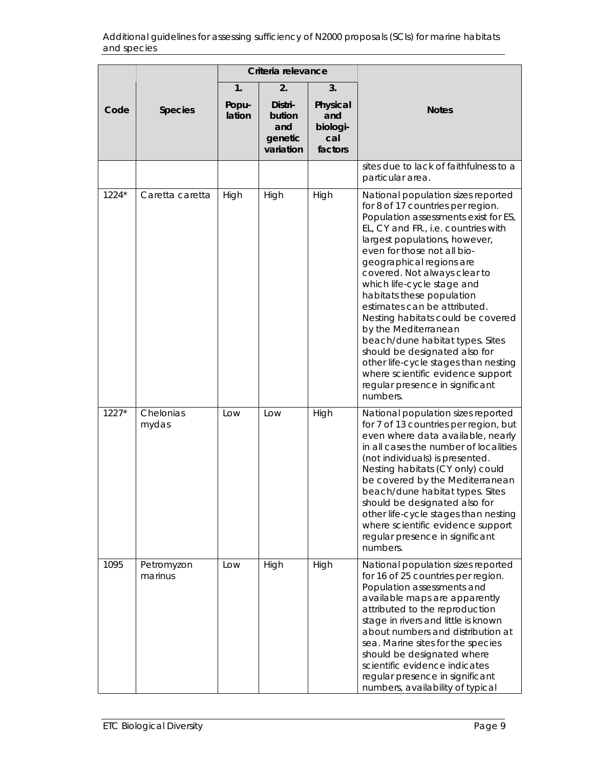| Code | Species | Criteria relevance | | | Notes |
|---|---|---|---|---|---|
| | | 1. Population | 2. Distribution and genetic variation | 3. Physical and biological factors | |
| | | | | | sites due to lack of faithfulness to a particular area. |
| 1224* | Caretta caretta | High | High | High | National population sizes reported for 8 of 17 countries per region. Population assessments exist for ES, EL, CY and FR., i.e. countries with largest populations, however, even for those not all bio-geographical regions are covered. Not always clear to which life-cycle stage and habitats these population estimates can be attributed. Nesting habitats could be covered by the Mediterranean beach/dune habitat types. Sites should be designated also for other life-cycle stages than nesting where scientific evidence support regular presence in significant numbers. |
| 1227* | Chelonias mydas | Low | Low | High | National population sizes reported for 7 of 13 countries per region, but even where data available, nearly in all cases the number of localities (not individuals) is presented. Nesting habitats (CY only) could be covered by the Mediterranean beach/dune habitat types. Sites should be designated also for other life-cycle stages than nesting where scientific evidence support regular presence in significant numbers. |
| 1095 | Petromyzon marinus | Low | High | High | National population sizes reported for 16 of 25 countries per region. Population assessments and available maps are apparently attributed to the reproduction stage in rivers and little is known about numbers and distribution at sea. Marine sites for the species should be designated where scientific evidence indicates regular presence in significant numbers, availability of typical |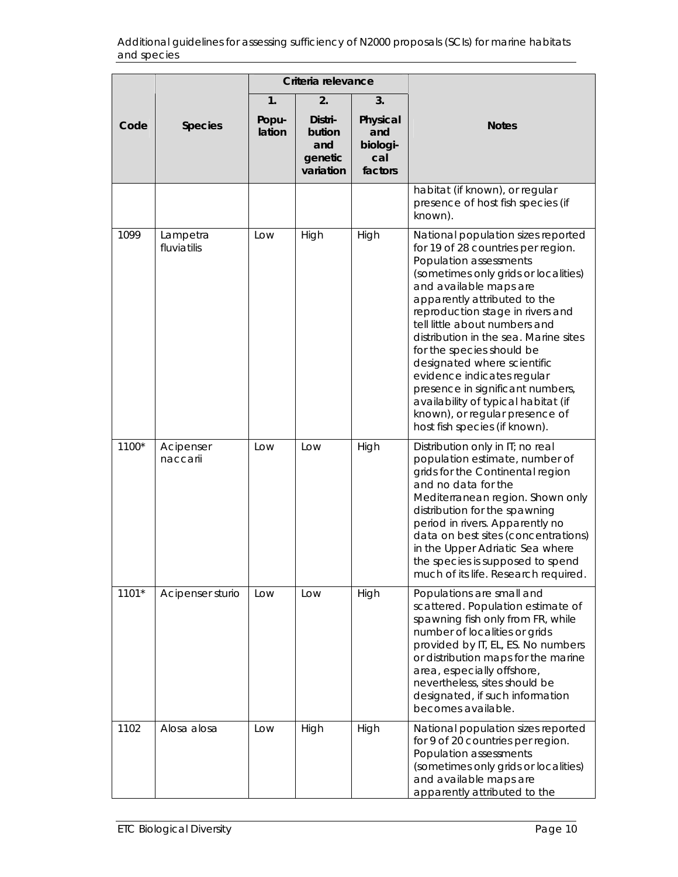| Code | Species | Criteria relevance | | | Notes |
|---|---|---|---|---|---|
| | | 1. Popu-lation | 2. Distri-bution and genetic variation | 3. Physical and biologi-cal factors | |
| | | | | | habitat (if known), or regular presence of host fish species (if known). |
| 1099 | Lampetra fluviatilis | Low | High | High | National population sizes reported for 19 of 28 countries per region. Population assessments (sometimes only grids or localities) and available maps are apparently attributed to the reproduction stage in rivers and tell little about numbers and distribution in the sea. Marine sites for the species should be designated where scientific evidence indicates regular presence in significant numbers, availability of typical habitat (if known), or regular presence of host fish species (if known). |
| 1100* | Acipenser naccarii | Low | Low | High | Distribution only in IT; no real population estimate, number of grids for the Continental region and no data for the Mediterranean region. Shown only distribution for the spawning period in rivers. Apparently no data on best sites (concentrations) in the Upper Adriatic Sea where the species is supposed to spend much of its life. Research required. |
| 1101* | Acipenser sturio | Low | Low | High | Populations are small and scattered. Population estimate of spawning fish only from FR, while number of localities or grids provided by IT, EL, ES. No numbers or distribution maps for the marine area, especially offshore, nevertheless, sites should be designated, if such information becomes available. |
| 1102 | Alosa alosa | Low | High | High | National population sizes reported for 9 of 20 countries per region. Population assessments (sometimes only grids or localities) and available maps are apparently attributed to the |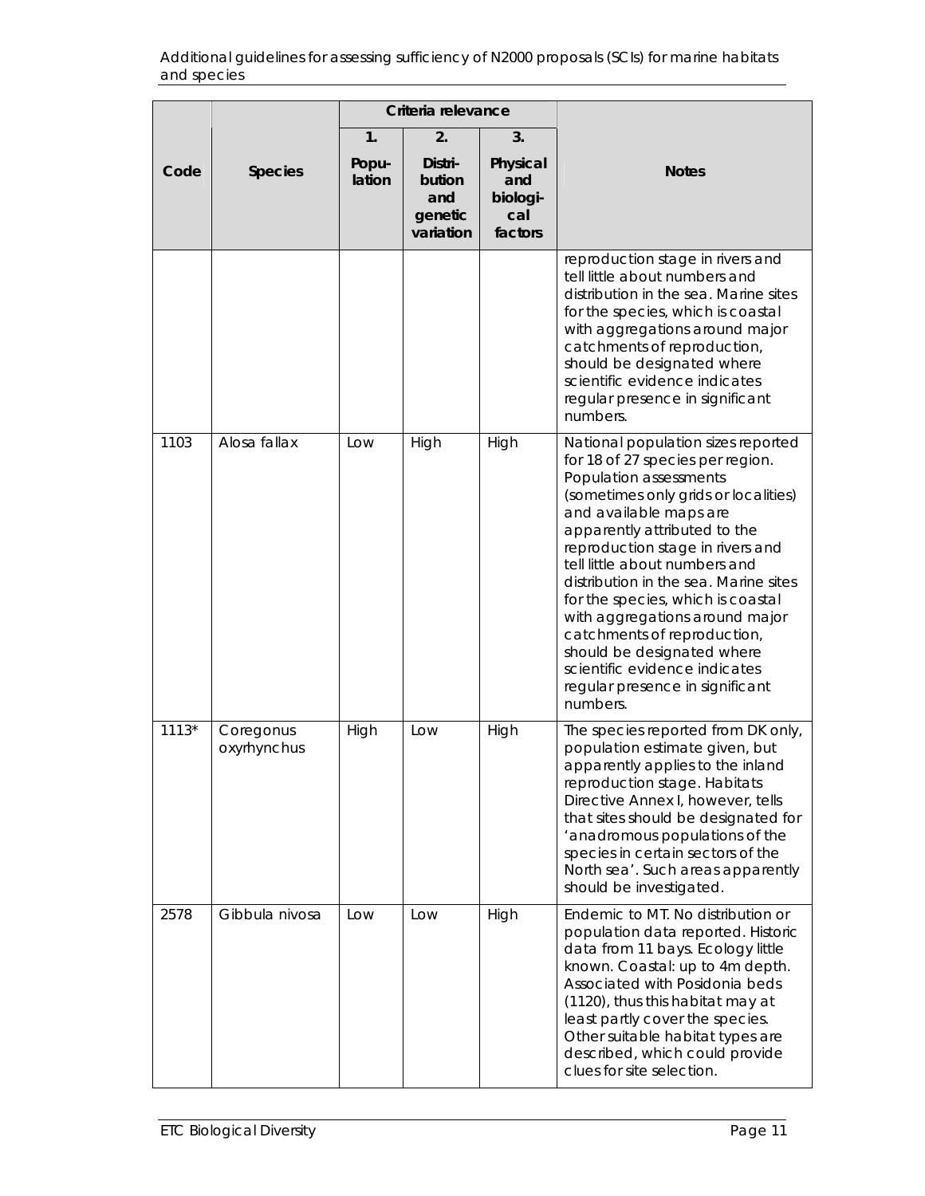| Code | Species | Criteria relevance | | | Notes |
|---|---|---|---|---|---|
| | | 1. Popu-lation | 2. Distri-bution and genetic variation | 3. Physical and biologi-cal factors | |
| | | | | | reproduction stage in rivers and tell little about numbers and distribution in the sea. Marine sites for the species, which is coastal with aggregations around major catchments of reproduction, should be designated where scientific evidence indicates regular presence in significant numbers. |
| 1103 | *Alosa fallax* | Low | High | High | National population sizes reported for 18 of 27 species per region. Population assessments (sometimes only grids or localities) and available maps are apparently attributed to the reproduction stage in rivers and tell little about numbers and distribution in the sea. Marine sites for the species, which is coastal with aggregations around major catchments of reproduction, should be designated where scientific evidence indicates regular presence in significant numbers. |
| 1113* | *Coregonus oxyrhynchus* | High | Low | High | The species reported from DK only, population estimate given, but apparently applies to the inland reproduction stage. Habitats Directive Annex I, however, tells that sites should be designated for 'anadromous populations of the species in certain sectors of the North sea'. Such areas apparently should be investigated. |
| 2578 | *Gibbula nivosa* | Low | Low | High | Endemic to MT. No distribution or population data reported. Historic data from 11 bays. Ecology little known. Coastal: up to 4m depth. Associated with Posidonia beds (1120), thus this habitat may at least partly cover the species. Other suitable habitat types are described, which could provide clues for site selection. |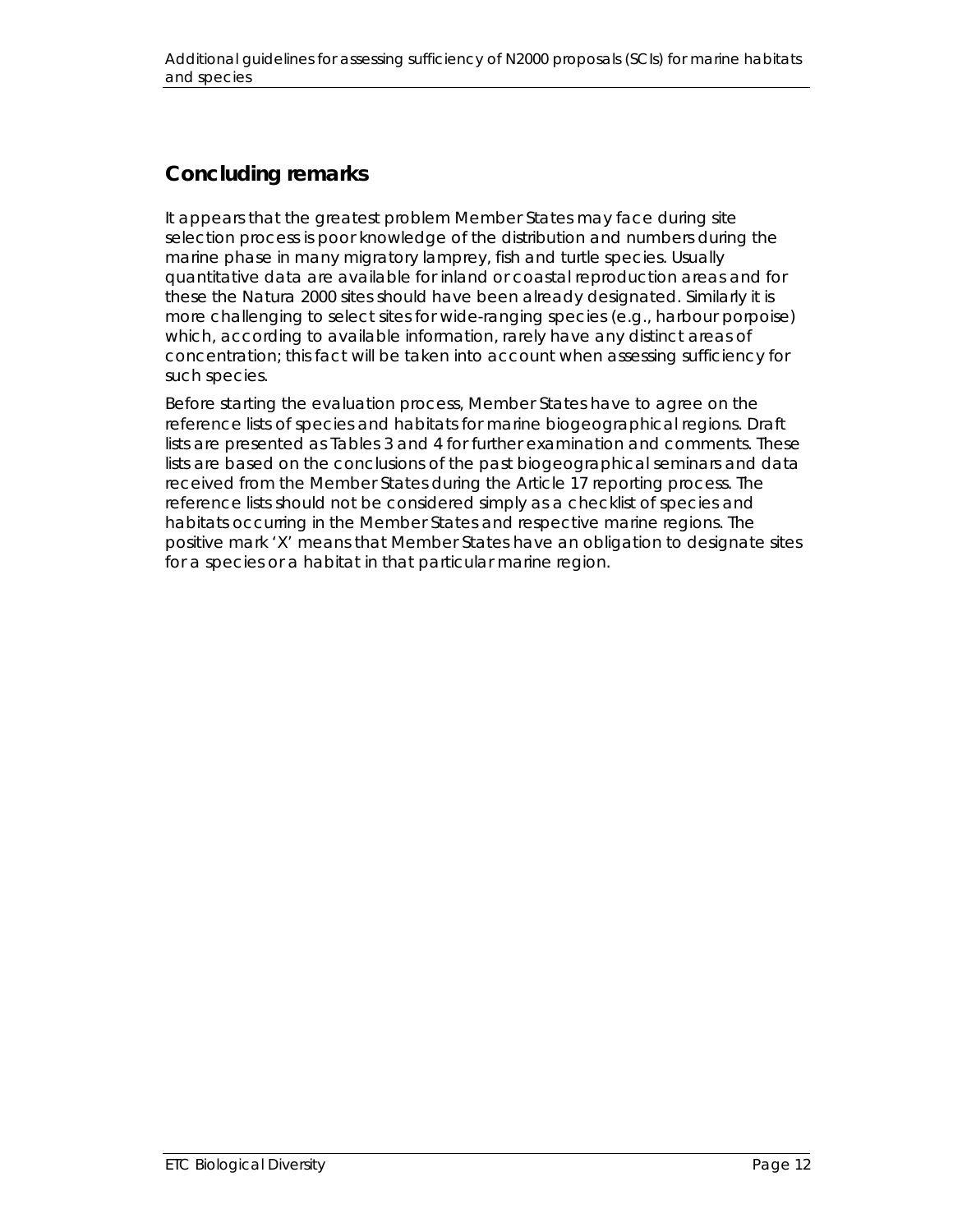## Concluding remarks

It appears that the greatest problem Member States may face during site selection process is poor knowledge of the distribution and numbers during the marine phase in many migratory lamprey, fish and turtle species. Usually quantitative data are available for inland or coastal reproduction areas and for these the Natura 2000 sites should have been already designated. Similarly it is more challenging to select sites for wide-ranging species (e.g., harbour porpoise) which, according to available information, rarely have any distinct areas of concentration; this fact will be taken into account when assessing sufficiency for such species.

Before starting the evaluation process, Member States have to agree on the reference lists of species and habitats for marine biogeographical regions. Draft lists are presented as Tables 3 and 4 for further examination and comments. These lists are based on the conclusions of the past biogeographical seminars and data received from the Member States during the Article 17 reporting process. The reference lists should not be considered simply as a checklist of species and habitats occurring in the Member States and respective marine regions. The positive mark 'X' means that Member States have an obligation to designate sites for a species or a habitat in that particular marine region.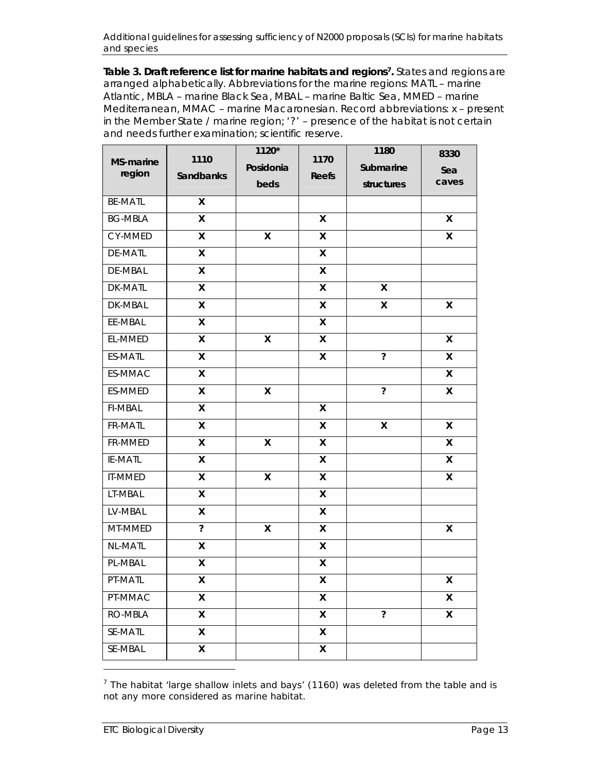**Table 3. Draft reference list for marine habitats and regions[7].** States and regions are arranged alphabetically. Abbreviations for the marine regions: MATL – marine Atlantic, MBLA – marine Black Sea, MBAL – marine Baltic Sea, MMED – marine Mediterranean, MMAC – marine Macaronesian. Record abbreviations: x – present in the Member State / marine region; '?' – presence of the habitat is not certain and needs further examination; scientific reserve.

| MS-marine region | 1110 Sandbanks | 1120* Posidonia beds | 1170 Reefs | 1180 Submarine structures | 8330 Sea caves |
|---|---|---|---|---|---|
| BE-MATL | X | | | | |
| BG-MBLA | X | | X | | X |
| CY-MMED | X | X | X | | X |
| DE-MATL | X | | X | | |
| DE-MBAL | X | | X | | |
| DK-MATL | X | | X | X | |
| DK-MBAL | X | | X | X | X |
| EE-MBAL | X | | X | | |
| EL-MMED | X | X | X | | X |
| ES-MATL | X | | X | ? | X |
| ES-MMAC | X | | | | X |
| ES-MMED | X | X | | ? | X |
| FI-MBAL | X | | X | | |
| FR-MATL | X | | X | X | X |
| FR-MMED | X | X | X | | X |
| IE-MATL | X | | X | | X |
| IT-MMED | X | X | X | | X |
| LT-MBAL | X | | X | | |
| LV-MBAL | X | | X | | |
| MT-MMED | ? | X | X | | X |
| NL-MATL | X | | X | | |
| PL-MBAL | X | | X | | |
| PT-MATL | X | | X | | X |
| PT-MMAC | X | | X | | X |
| RO-MBLA | X | | X | ? | X |
| SE-MATL | X | | X | | |
| SE-MBAL | X | | X | | |

[7] The habitat 'large shallow inlets and bays' (1160) was deleted from the table and is not any more considered as marine habitat.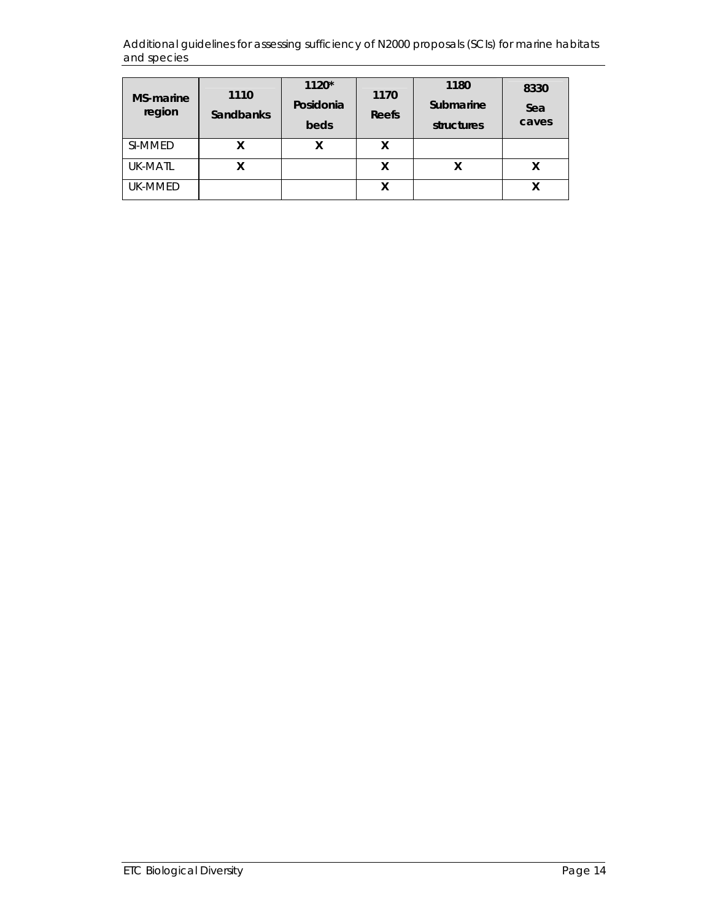| MS-marine region | 1110 Sandbanks | 1120* Posidonia beds | 1170 Reefs | 1180 Submarine structures | 8330 Sea caves |
|---|---|---|---|---|---|
| SI-MMED | X | X | X | | |
| UK-MATL | X | | X | X | X |
| UK-MMED | | | X | | X |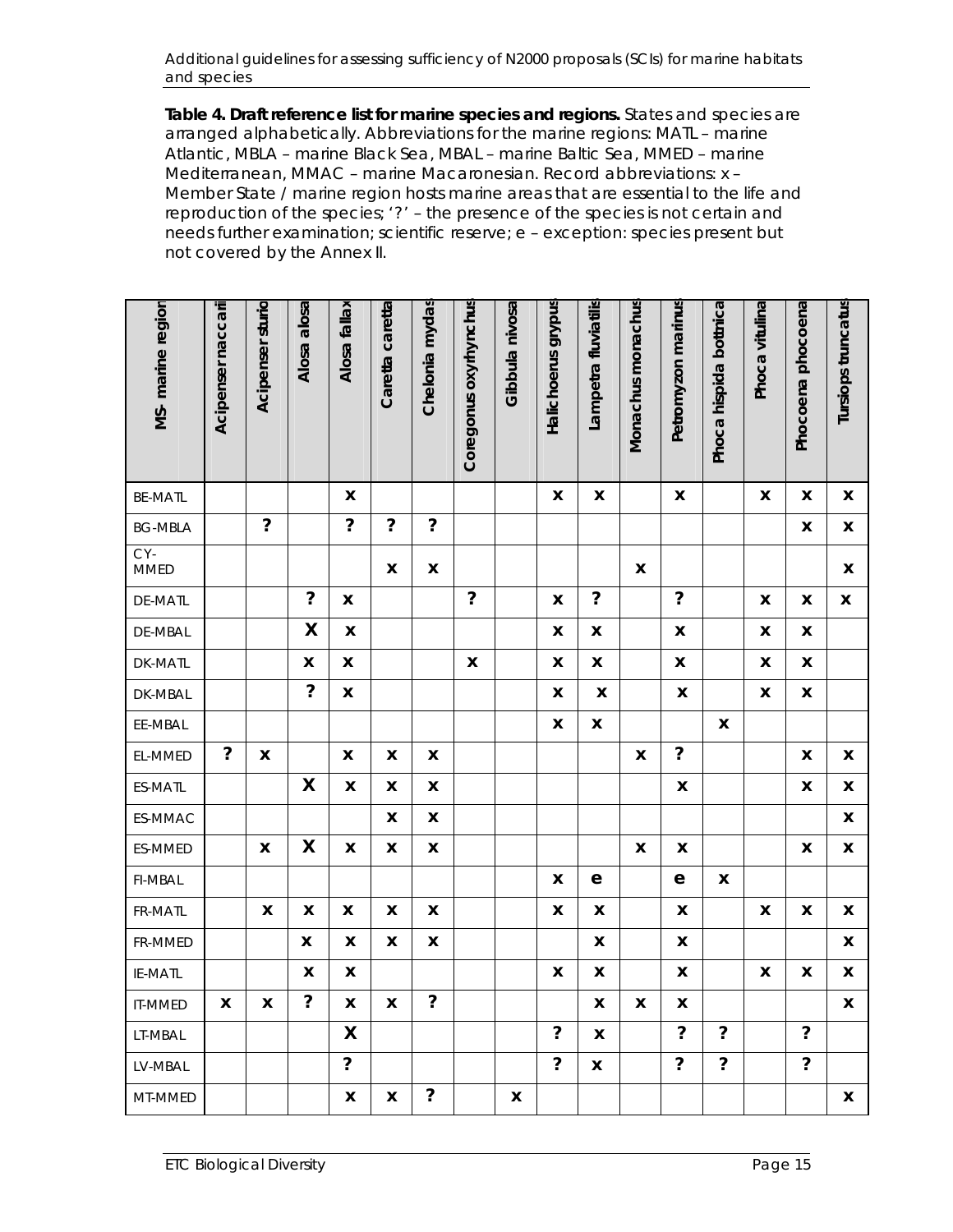**Table 4. Draft reference list for marine species and regions.** States and species are arranged alphabetically. Abbreviations for the marine regions: MATL – marine Atlantic, MBLA – marine Black Sea, MBAL – marine Baltic Sea, MMED – marine Mediterranean, MMAC – marine Macaronesian. Record abbreviations: x – Member State / marine region hosts marine areas that are essential to the life and reproduction of the species; '?' – the presence of the species is not certain and needs further examination; scientific reserve; e – exception: species present but not covered by the Annex II.

| MS- marine region | Acipenser naccarii | Acipenser sturio | Alosa alosa | Alosa fallax | Caretta caretta | Chelonia mydas | Coregonus oxyrhynchus | Gibbula nivosa | Halichoerus grypus | Lampetra fluviatilis | Monachus monachus | Petromyzon marinus | Phoca hispida bottnica | Phoca vitulina | Phocoena phocoena | Tursiops truncatus |
|---|---|---|---|---|---|---|---|---|---|---|---|---|---|---|---|---|
| BE-MATL | | | | x | | | | | x | x | | x | | x | x | x |
| BG-MBLA | | ? | | ? | ? | ? | | | | | | | | | x | x |
| CY-MMED | | | | | x | x | | | | | x | | | | | x |
| DE-MATL | | | ? | x | | | ? | | x | ? | | ? | | x | x | x |
| DE-MBAL | | | X | x | | | | | x | x | | x | | x | x | |
| DK-MATL | | | x | x | | | x | | x | x | | x | | x | x | |
| DK-MBAL | | | ? | x | | | | | x | x | | x | | x | x | |
| EE-MBAL | | | | | | | | | x | x | | | x | | | |
| EL-MMED | ? | x | | x | x | x | | | | | x | ? | | | x | x |
| ES-MATL | | | X | x | x | x | | | | | | x | | | x | x |
| ES-MMAC | | | | | x | x | | | | | | | | | | x |
| ES-MMED | | x | X | x | x | x | | | | | x | x | | | x | x |
| FI-MBAL | | | | | | | | | x | e | | e | x | | | |
| FR-MATL | | x | x | x | x | x | | | x | x | | x | | x | x | x |
| FR-MMED | | | x | x | x | x | | | | x | | x | | | | x |
| IE-MATL | | | x | x | | | | | x | x | | x | | x | x | x |
| IT-MMED | x | x | ? | x | x | ? | | | | x | x | x | | | | x |
| LT-MBAL | | | | X | | | | | ? | x | | ? | ? | | ? | |
| LV-MBAL | | | | ? | | | | | ? | x | | ? | ? | | ? | |
| MT-MMED | | | | x | x | ? | | x | | | | | | | | x |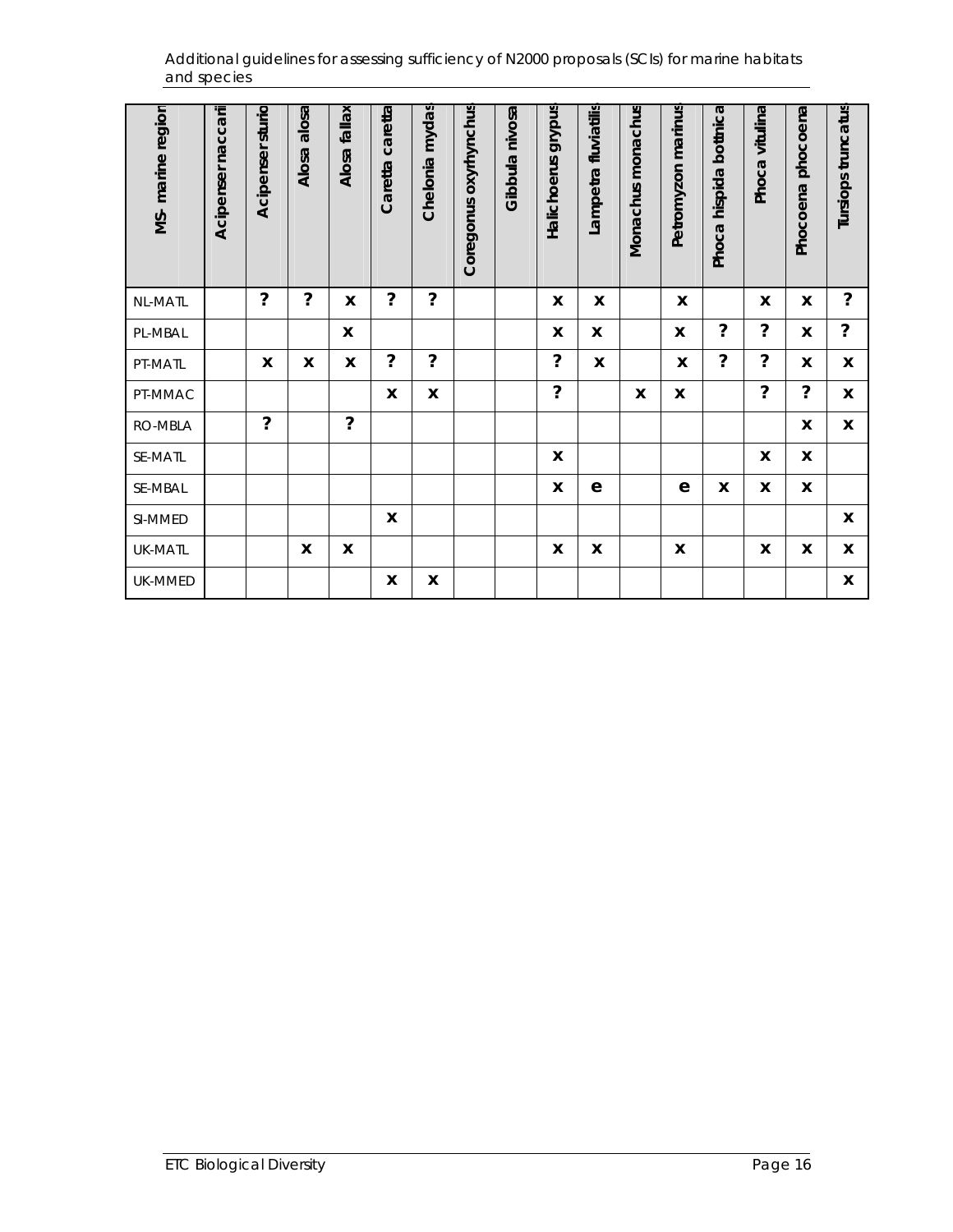| MS- marine region | Acipenser naccarii | Acipenser sturio | Alosa alosa | Alosa fallax | Caretta caretta | Chelonia mydas | Coregonus oxyrhynchus | Gibbula nivosa | Halichoerus grypus | Lampetra fluviatilis | Monachus monachus | Petromyzon marinus | Phoca hispida bottnica | Phoca vitulina | Phocoena phocoena | Tursiops truncatus |
|---|---|---|---|---|---|---|---|---|---|---|---|---|---|---|---|---|
| NL-MATL | | ? | ? | x | ? | ? | | | x | x | | x | | x | x | ? |
| PL-MBAL | | | | x | | | | | x | x | | x | ? | ? | x | ? |
| PT-MATL | | x | x | x | ? | ? | | | ? | x | | x | ? | ? | x | x |
| PT-MMAC | | | | | x | x | | | ? | | x | x | | ? | ? | x |
| RO-MBLA | | ? | | ? | | | | | | | | | | | x | x |
| SE-MATL | | | | | | | | | x | | | | | x | x | |
| SE-MBAL | | | | | | | | | x | e | | e | x | x | x | |
| SI-MMED | | | | | x | | | | | | | | | | | x |
| UK-MATL | | | x | x | | | | | x | x | | x | | x | x | x |
| UK-MMED | | | | | x | x | | | | | | | | | | x |